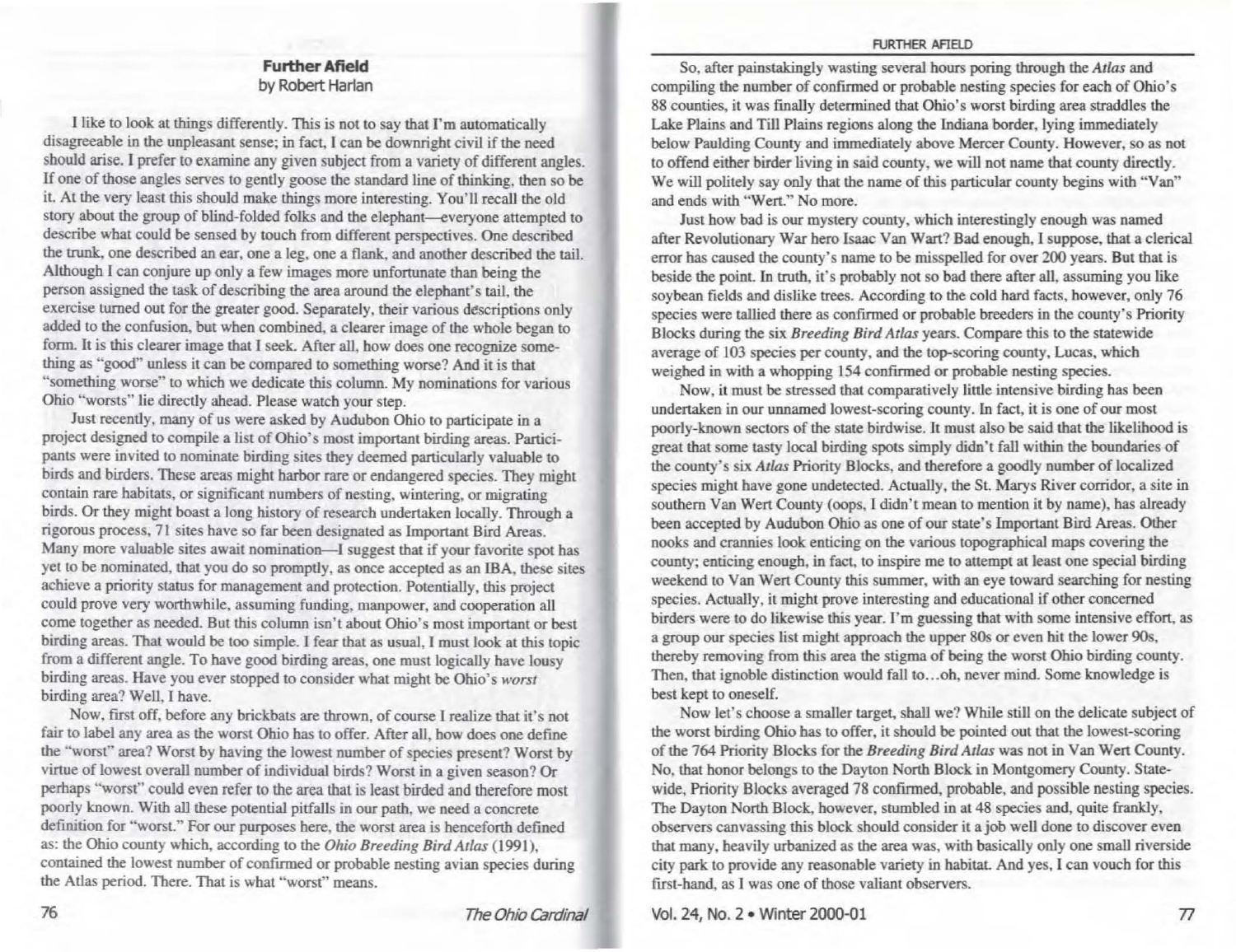# Further Afield

by Robert Harlan

I like to look at things differently. This is not to say that I'm automatically disagreeable in the unpleasant sense; in fact, I can be downright civil if the need should arise. I prefer to examine any given subject from a variety of different angles. If one of those angles serves to gently goose the standard line of thinking, then so be it. At the very least this should make things more interesting. You'll recall the old story about the group of blind-folded folks and the elephant—everyone attempted to describe what could be sensed by touch from different perspectives. One described the trunk, one described an ear, one a leg, one a flank, and another described the tail. Although I can conjure up only a few images more unfortunate than being the person assigned the task of describing the area around the elephant's tail, the exercise turned out for the greater good. Separately, their various descriptions only added to the confusion, but when combined, a clearer image of the whole began to form. It is this clearer image that I seek. After all, how does one recognize something as "good" unless it can be compared to something worse? And it is that "something worse" to which we dedicate this column. My nominations for various Ohio "worsts" lie directly ahead. Please watch your step.

Just recently, many of us were asked by Audubon Ohio to participate in a project designed to compile a list of Ohio's most important birding areas. Participants were invited to nominate birding sites they deemed particularly valuable to birds and birders. These areas might harbor rare or endangered species. They might contain rare habitats, or significant numbers of nesting, wintering, or migrating birds. Or they might boast a long history of research undertaken locally. Through a rigorous process, 71 sites have so far been designated as Important Bird Areas. Many more valuable sites await nomination—I suggest that if your favorite spot has yet to be nominated, that you do so promptly, as once accepted as an IBA, these sites achieve a priority status for management and protection. Potentially, this project could prove very worthwhile, assuming funding, manpower, and cooperation all come together as needed. But this column isn't about Ohio's most important or best birding areas. That would be too simple. I fear that as usual, I must look at this topic from a different angle. To have good birding areas, one must logically have lousy birding areas. Have you ever stopped to consider what might be Ohio's *worst* birding area? Well, I have.

Now, first off, before any brickbats are thrown, of course I realize that it's not fair to label any area as the worst Ohio has to offer. After all, how does one define the "worst" area? Worst by having the lowest number of species present? Worst by virtue of lowest overall number of individual birds? Worst in a given season? Or perhaps "worst" could even refer to the area that is least birded and therefore most poorly known. With all these potential pitfalls in our path, we need a concrete definition for "worst." For our purposes here, the worst area is henceforth defined as: the Ohio county which, according to the *Ohio Breeding Bird Atlas* (1991), contained the lowest number of confirmed or probable nesting avian species during the Atlas period. There. That is what "worst" means.

So, after painstakingly wasting several hours poring through the *Atlas* and compiling the number of confirmed or probable nesting species for each of Ohio's 88 counties, it was finally determined that Ohio's worst birding area straddles the Lake Plains and Till Plains regions along the Indiana border, lying immediately below Paulding County and immediately above Mercer County. However, so as not to offend either birder living in said county, we will not name that county directly. We will politely say only that the name of this particular county begins with "Van" and ends with "Wert." No more.

Just how bad is our mystery county, which interestingly enough was named after Revolutionary War hero Isaac Van Wart? Bad enough, I suppose, that a clerical error has caused the county's name to be misspelled for over 200 years. But that is beside the point. In truth, it's probably not so bad there after all, assuming you like soybean fields and dislike trees. According to the cold hard facts, however, only 76 species were tallied there as confirmed or probable breeders in the county's Priority Blocks during the six *Breeding Bird Atlas* years. Compare this to the statewide average of 103 species per county, and the top-scoring county, Lucas, which weighed in with a whopping 154 confirmed or probable nesting species.

Now, it must be stressed that comparatively little intensive birding has been undertaken in our unnamed lowest-scoring county. In fact, it is one of our most poorly-known sectors of the state birdwise. It must also be said that the likelihood is great that some tasty local birding spots simply didn't fall within the boundaries of the county's six *Atlas* Priority Blocks, and therefore a goodly number of localized species might have gone undetected. Actually, the St. Marys River corridor, a site in southern Van Wert County (oops, I didn't mean to mention it by name), has already been accepted by Audubon Ohio as one of our state's Important Bird Areas. Other nooks and crannies look enticing on the various topographical maps covering the county; enticing enough, in fact, to inspire me to attempt at least one special birding weekend to Van Wert County this summer, with an eye toward searching for nesting species. Actually, it might prove interesting and educational if other concerned birders were to do likewise this year. I'm guessing that with some intensive effort, as a group our species list might approach the upper 80s or even hit the lower 90s, thereby removing from this area the stigma of being the worst Ohio birding county. Then, that ignoble distinction would fall to...oh, never mind. Some knowledge is best kept to oneself.

Now let's choose a smaller target, shall we? While still on the delicate subject of the worst birding Ohio has to offer, it should be pointed out that the lowest-scoring of the 764 Priority Blocks for the *Breeding Bird Atlas* was not in Van Wert County. No, that honor belongs to the Dayton North Block in Montgomery County. Statewide, Priority Blocks averaged 78 confirmed, probable, and possible nesting species. The Dayton North Block, however, stumbled in at 48 species and, quite frankly, observers canvassing this block should consider it a job well done to discover even that many, heavily urbanized as the area was, with basically only one small riverside city park to provide any reasonable variety in habitat. And yes, I can vouch for this first-hand, as I was one of those valiant observers.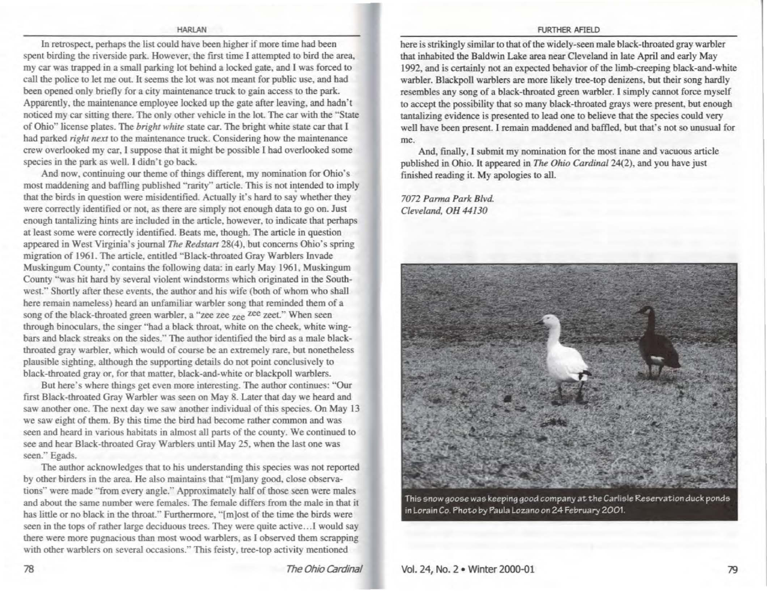In retrospect, perhaps the list could have been higher if more time had been spent birding the riverside park. However, the first time I attempted to bird the area, my car was trapped in a small parking lot behind a locked gate, and I was forced to call the police to let me out. It seems the lot was not meant for public use, and had been opened only briefly for a city maintenance truck to gain access to the park. Apparently, the maintenance employee locked up the gate after leaving, and hadn't noticed my car sitting there. The only other vehicle in the lot. The car with the "State of Ohio" license plates. The *bright white* state car. The bright white state car that I had parked *right next* to the maintenance truck. Considering how the maintenance crew overlooked my car, I suppose that it might be possible I had overlooked some species in the park as well. I didn't go back.

And now, continuing our theme of things different, my nomination for Ohio's most maddening and baffling published "rarity" article. This is not intended to imply that the birds in question were misidentified. Actually it's hard to say whether they were correctly identified or not, as there are simply not enough data to go on. Just enough tantalizing hints are included in the article, however, to indicate that perhaps at least some were correctly identified. Beats me, though. The article in question appeared in West Virginia's journal *The Redstart* 28(4), but concerns Ohio's spring migration of 1961. The article, entitled "Black-throated Gray Warblers Invade Muskingum County," contains the following data: in early May 1961, Muskingum County "was hit hard by several violent windstorms which originated in the Southwest." Shortly after these events, the author and his wife (both of whom who shall here remain nameless) heard an unfamiliar warbler song that reminded them of a song of the black-throated green warbler, a "zee zee zee zee zeet." When seen through binoculars, the singer "had a black throat, white on the cheek, white wingbars and black streaks on the sides." The author identified the bird as a male black-throated gray warbler, which would of course be an extremely rare, but nonetheless plausible sighting, although the supporting details do not point conclusively to black-throated gray or, for that matter, black-and-white or blackpoll warblers.

But here's where things get even more interesting. The author continues: "Our first Black-throated Gray Warbler was seen on May 8. Later that day we heard and saw another one. The next day we saw another individual of this species. On May 13 we saw eight of them. By this time the bird had become rather common and was seen and heard in various habitats in almost all parts of the county. We continued to see and hear Black-throated Gray Warblers until May 25, when the last one was seen." Egads.

The author acknowledges that to his understanding this species was not reported by other birders in the area. He also maintains that "[m]any good, close observations" were made "from every angle." Approximately half of those seen were males and about the same number were females. The female differs from the male in that it has little or no black in the throat." Furthermore, "[m]ost of the time the birds were seen in the tops of rather large deciduous trees. They were quite active...I would say there were more pugnacious than most wood warblers, as I observed them scrapping with other warblers on several occasions." This feisty, tree-top activity mentioned here is strikingly similar to that of the widely-seen male black-throated gray warbler that inhabited the Baldwin Lake area near Cleveland in late April and early May 1992, and is certainly not an expected behavior of the limb-creeping black-and-white warbler. Blackpoll warblers are more likely tree-top denizens, but their song hardly resembles any song of a black-throated green warbler. I simply cannot force myself to accept the possibility that so many black-throated grays were present, but enough tantalizing evidence is presented to lead one to believe that the species could very well have been present. I remain maddened and baffled, but that's not so unusual for me.

And, finally, I submit my nomination for the most inane and vacuous article published in Ohio. It appeared in *The Ohio Cardinal* 24(2), and you have just finished reading it. My apologies to all.

*7072 Parma Park Blvd.*
*Cleveland, OH 44130*

This snow goose was keeping good company at the Carlisle Reservation duck ponds in Lorain Co. Photo by Paula Lozano on 24 February 2001.